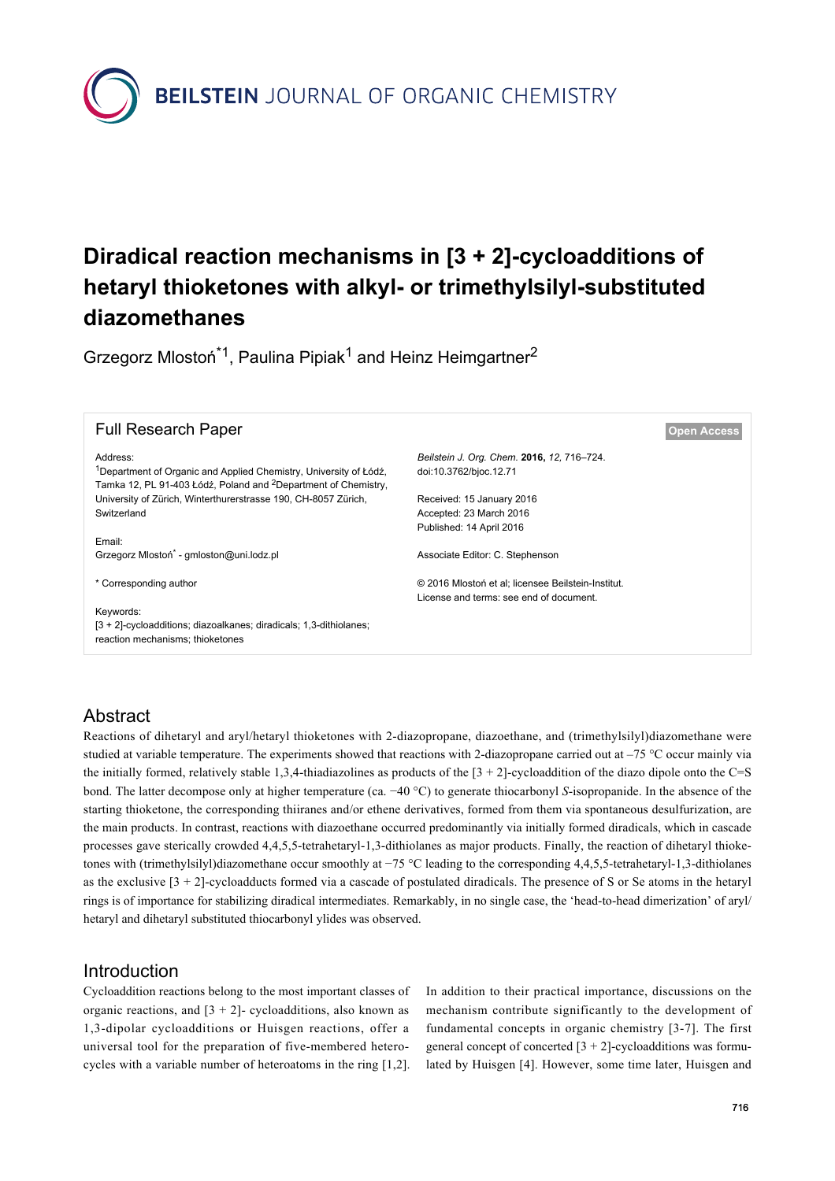BEILSTEIN JOURNAL OF ORGANIC CHEMISTRY

# Diradical reaction mechanisms in [3 + 2]-cycloadditions of hetaryl thioketones with alkyl- or trimethylsilyl-substituted diazomethanes

Grzegorz Mloston´*[1], Paulina Pipiak[1] and Heinz Heimgartner[2]

Full Research Paper

Open Access

Address:
[1]Department of Organic and Applied Chemistry, University of Łódź, Tamka 12, PL 91-403 Łódź, Poland and [2]Department of Chemistry, University of Zürich, Winterthurerstrasse 190, CH-8057 Zürich, Switzerland

Email:
Grzegorz Mloston´* - gmloston@uni.lodz.pl

\* Corresponding author

Keywords:
[3 + 2]-cycloadditions; diazoalkanes; diradicals; 1,3-dithiolanes; reaction mechanisms; thioketones

*Beilstein J. Org. Chem.* **2016,** *12,* 716–724.
doi:10.3762/bjoc.12.71

Received: 15 January 2016
Accepted: 23 March 2016
Published: 14 April 2016

Associate Editor: C. Stephenson

© 2016 Mloston´ et al; licensee Beilstein-Institut.
License and terms: see end of document.

## Abstract

Reactions of dihetaryl and aryl/hetaryl thioketones with 2-diazopropane, diazoethane, and (trimethylsilyl)diazomethane were studied at variable temperature. The experiments showed that reactions with 2-diazopropane carried out at –75 °C occur mainly via the initially formed, relatively stable 1,3,4-thiadiazolines as products of the [3 + 2]-cycloaddition of the diazo dipole onto the C=S bond. The latter decompose only at higher temperature (ca. −40 °C) to generate thiocarbonyl *S*-isopropanide. In the absence of the starting thioketone, the corresponding thiiranes and/or ethene derivatives, formed from them via spontaneous desulfurization, are the main products. In contrast, reactions with diazoethane occurred predominantly via initially formed diradicals, which in cascade processes gave sterically crowded 4,4,5,5-tetrahetaryl-1,3-dithiolanes as major products. Finally, the reaction of dihetaryl thioketones with (trimethylsilyl)diazomethane occur smoothly at −75 °C leading to the corresponding 4,4,5,5-tetrahetaryl-1,3-dithiolanes as the exclusive [3 + 2]-cycloadducts formed via a cascade of postulated diradicals. The presence of S or Se atoms in the hetaryl rings is of importance for stabilizing diradical intermediates. Remarkably, in no single case, the 'head-to-head dimerization' of aryl/hetaryl and dihetaryl substituted thiocarbonyl ylides was observed.

## Introduction

Cycloaddition reactions belong to the most important classes of organic reactions, and [3 + 2]- cycloadditions, also known as 1,3-dipolar cycloadditions or Huisgen reactions, offer a universal tool for the preparation of five-membered heterocycles with a variable number of heteroatoms in the ring [1,2]. In addition to their practical importance, discussions on the mechanism contribute significantly to the development of fundamental concepts in organic chemistry [3-7]. The first general concept of concerted [3 + 2]-cycloadditions was formulated by Huisgen [4]. However, some time later, Huisgen and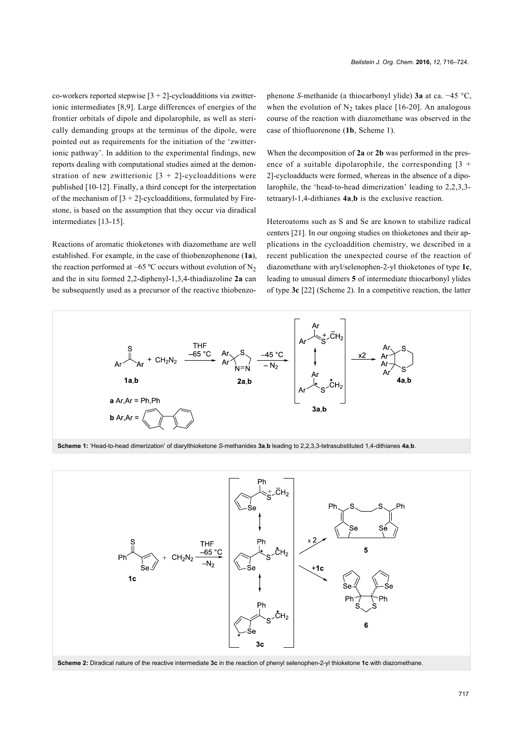co-workers reported stepwise [3 + 2]-cycloadditions via zwitterionic intermediates [8,9]. Large differences of energies of the frontier orbitals of dipole and dipolarophile, as well as sterically demanding groups at the terminus of the dipole, were pointed out as requirements for the initiation of the 'zwitterionic pathway'. In addition to the experimental findings, new reports dealing with computational studies aimed at the demonstration of new zwitterionic [3 + 2]-cycloadditions were published [10-12]. Finally, a third concept for the interpretation of the mechanism of [3 + 2]-cycloadditions, formulated by Firestone, is based on the assumption that they occur via diradical intermediates [13-15].

Reactions of aromatic thioketones with diazomethane are well established. For example, in the case of thiobenzophenone (**1a**), the reaction performed at –65 ºC occurs without evolution of $N_2$ and the in situ formed 2,2-diphenyl-1,3,4-thiadiazoline **2a** can be subsequently used as a precursor of the reactive thiobenzophenone *S*-methanide (a thiocarbonyl ylide) **3a** at ca. −45 °C, when the evolution of $N_2$ takes place [16-20]. An analogous course of the reaction with diazomethane was observed in the case of thiofluorenone (**1b**, Scheme 1).

When the decomposition of **2a** or **2b** was performed in the presence of a suitable dipolarophile, the corresponding [3 + 2]-cycloadducts were formed, whereas in the absence of a dipolarophile, the 'head-to-head dimerization' leading to 2,2,3,3-tetraaryl-1,4-dithianes **4a**,**b** is the exclusive reaction.

Heteroatoms such as S and Se are known to stabilize radical centers [21]. In our ongoing studies on thioketones and their applications in the cycloaddition chemistry, we described in a recent publication the unexpected course of the reaction of diazomethane with aryl/selenophen-2-yl thioketones of type **1c**, leading to unusual dimers **5** of intermediate thiocarbonyl ylides of type **3c** [22] (Scheme 2). In a competitive reaction, the latter

**Scheme 1:** 'Head-to-head dimerization' of diarylthioketone *S*-methanides **3a**,**b** leading to 2,2,3,3-tetrasubstituted 1,4-dithianes **4a**,**b**.

**Scheme 2:** Diradical nature of the reactive intermediate **3c** in the reaction of phenyl selenophen-2-yl thioketone **1c** with diazomethane.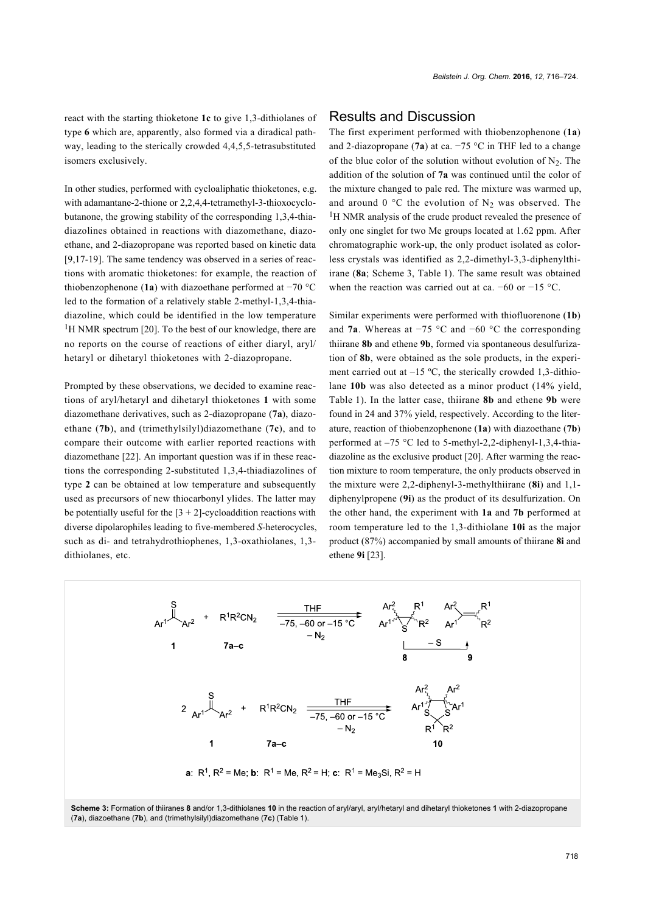react with the starting thioketone **1c** to give 1,3-dithiolanes of type **6** which are, apparently, also formed via a diradical pathway, leading to the sterically crowded 4,4,5,5-tetrasubstituted isomers exclusively.

In other studies, performed with cycloaliphatic thioketones, e.g. with adamantane-2-thione or 2,2,4,4-tetramethyl-3-thioxocyclobutanone, the growing stability of the corresponding 1,3,4-thiadiazolines obtained in reactions with diazomethane, diazoethane, and 2-diazopropane was reported based on kinetic data [9,17-19]. The same tendency was observed in a series of reactions with aromatic thioketones: for example, the reaction of thiobenzophenone (**1a**) with diazoethane performed at −70 °C led to the formation of a relatively stable 2-methyl-1,3,4-thiadiazoline, which could be identified in the low temperature $^1$H NMR spectrum [20]. To the best of our knowledge, there are no reports on the course of reactions of either diaryl, aryl/hetaryl or dihetaryl thioketones with 2-diazopropane.

Prompted by these observations, we decided to examine reactions of aryl/hetaryl and dihetaryl thioketones **1** with some diazomethane derivatives, such as 2-diazopropane (**7a**), diazoethane (**7b**), and (trimethylsilyl)diazomethane (**7c**), and to compare their outcome with earlier reported reactions with diazomethane [22]. An important question was if in these reactions the corresponding 2-substituted 1,3,4-thiadiazolines of type **2** can be obtained at low temperature and subsequently used as precursors of new thiocarbonyl ylides. The latter may be potentially useful for the [3 + 2]-cycloaddition reactions with diverse dipolarophiles leading to five-membered *S*-heterocycles, such as di- and tetrahydrothiophenes, 1,3-oxathiolanes, 1,3-dithiolanes, etc.

## Results and Discussion

The first experiment performed with thiobenzophenone (**1a**) and 2-diazopropane (**7a**) at ca. −75 °C in THF led to a change of the blue color of the solution without evolution of $N_2$. The addition of the solution of **7a** was continued until the color of the mixture changed to pale red. The mixture was warmed up, and around 0 °C the evolution of $N_2$ was observed. The $^1$H NMR analysis of the crude product revealed the presence of only one singlet for two Me groups located at 1.62 ppm. After chromatographic work-up, the only product isolated as colorless crystals was identified as 2,2-dimethyl-3,3-diphenylthiirane (**8a**; Scheme 3, Table 1). The same result was obtained when the reaction was carried out at ca. −60 or −15 °C.

Similar experiments were performed with thiofluorenone (**1b**) and **7a**. Whereas at −75 °C and −60 °C the corresponding thiirane **8b** and ethene **9b**, formed via spontaneous desulfurization of **8b**, were obtained as the sole products, in the experiment carried out at –15 ºC, the sterically crowded 1,3-dithiolane **10b** was also detected as a minor product (14% yield, Table 1). In the latter case, thiirane **8b** and ethene **9b** were found in 24 and 37% yield, respectively. According to the literature, reaction of thiobenzophenone (**1a**) with diazoethane (**7b**) performed at –75 °C led to 5-methyl-2,2-diphenyl-1,3,4-thiadiazoline as the exclusive product [20]. After warming the reaction mixture to room temperature, the only products observed in the mixture were 2,2-diphenyl-3-methylthiirane (**8i**) and 1,1-diphenylpropene (**9i**) as the product of its desulfurization. On the other hand, the experiment with **1a** and **7b** performed at room temperature led to the 1,3-dithiolane **10i** as the major product (87%) accompanied by small amounts of thiirane **8i** and ethene **9i** [23].

**Scheme 3:** Formation of thiiranes **8** and/or 1,3-dithiolanes **10** in the reaction of aryl/aryl, aryl/hetaryl and dihetaryl thioketones **1** with 2-diazopropane (**7a**), diazoethane (**7b**), and (trimethylsilyl)diazomethane (**7c**) (Table 1).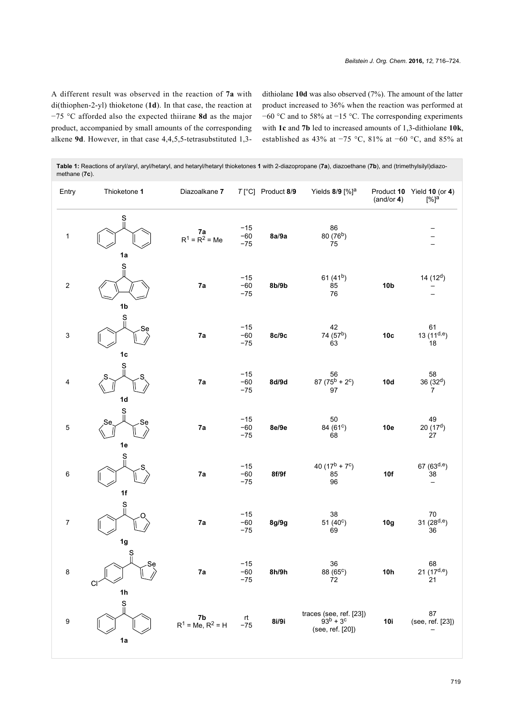A different result was observed in the reaction of **7a** with di(thiophen-2-yl) thioketone (**1d**). In that case, the reaction at −75 °C afforded also the expected thiirane **8d** as the major product, accompanied by small amounts of the corresponding alkene **9d**. However, in that case 4,4,5,5-tetrasubstituted 1,3-dithiolane **10d** was also observed (7%). The amount of the latter product increased to 36% when the reaction was performed at −60 °C and to 58% at −15 °C. The corresponding experiments with **1c** and **7b** led to increased amounts of 1,3-dithiolane **10k**, established as 43% at −75 °C, 81% at −60 °C, and 85% at

**Table 1:** Reactions of aryl/aryl, aryl/hetaryl, and hetaryl/hetaryl thioketones **1** with 2-diazopropane (**7a**), diazoethane (**7b**), and (trimethylsilyl)diazomethane (**7c**).

| Entry | Thioketone 1 | Diazoalkane 7 | T [°C] | Product 8/9 | Yields 8/9 [%][a] | Product 10 (and/or 4) | Yield 10 (or 4) [%][a] |
|---|---|---|---|---|---|---|---|
| 1 | **1a** | **7a** $R^1 = R^2 = Me$ | −15<br>−60<br>−75 | **8a/9a** | 86<br>80 (76[b])<br>75 | | –<br>–<br>– |
| 2 | **1b** | **7a** | −15<br>−60<br>−75 | **8b/9b** | 61 (41[b])<br>85<br>76 | **10b** | 14 (12[d])<br>–<br>– |
| 3 | **1c** | **7a** | −15<br>−60<br>−75 | **8c/9c** | 42<br>74 (57[b])<br>63 | **10c** | 61<br>13 (11[d,e])<br>18 |
| 4 | **1d** | **7a** | −15<br>−60<br>−75 | **8d/9d** | 56<br>87 (75[b] + 2[c])<br>97 | **10d** | 58<br>36 (32[d])<br>7 |
| 5 | **1e** | **7a** | −15<br>−60<br>−75 | **8e/9e** | 50<br>84 (61[c])<br>68 | **10e** | 49<br>20 (17[d])<br>27 |
| 6 | **1f** | **7a** | −15<br>−60<br>−75 | **8f/9f** | 40 (17[b] + 7[c])<br>85<br>96 | **10f** | 67 (63[d,e])<br>38<br>– |
| 7 | **1g** | **7a** | −15<br>−60<br>−75 | **8g/9g** | 38<br>51 (40[c])<br>69 | **10g** | 70<br>31 (28[d,e])<br>36 |
| 8 | **1h** | **7a** | −15<br>−60<br>−75 | **8h/9h** | 36<br>88 (65[c])<br>72 | **10h** | 68<br>21 (17[d,e])<br>21 |
| 9 | **1a** | **7b** $R^1 = Me, R^2 = H$ | rt<br>−75 | **8i/9i** | traces (see, ref. [23])<br>93[b] + 3[c]<br>(see, ref. [20]) | **10i** | 87<br>(see, ref. [23])<br>– |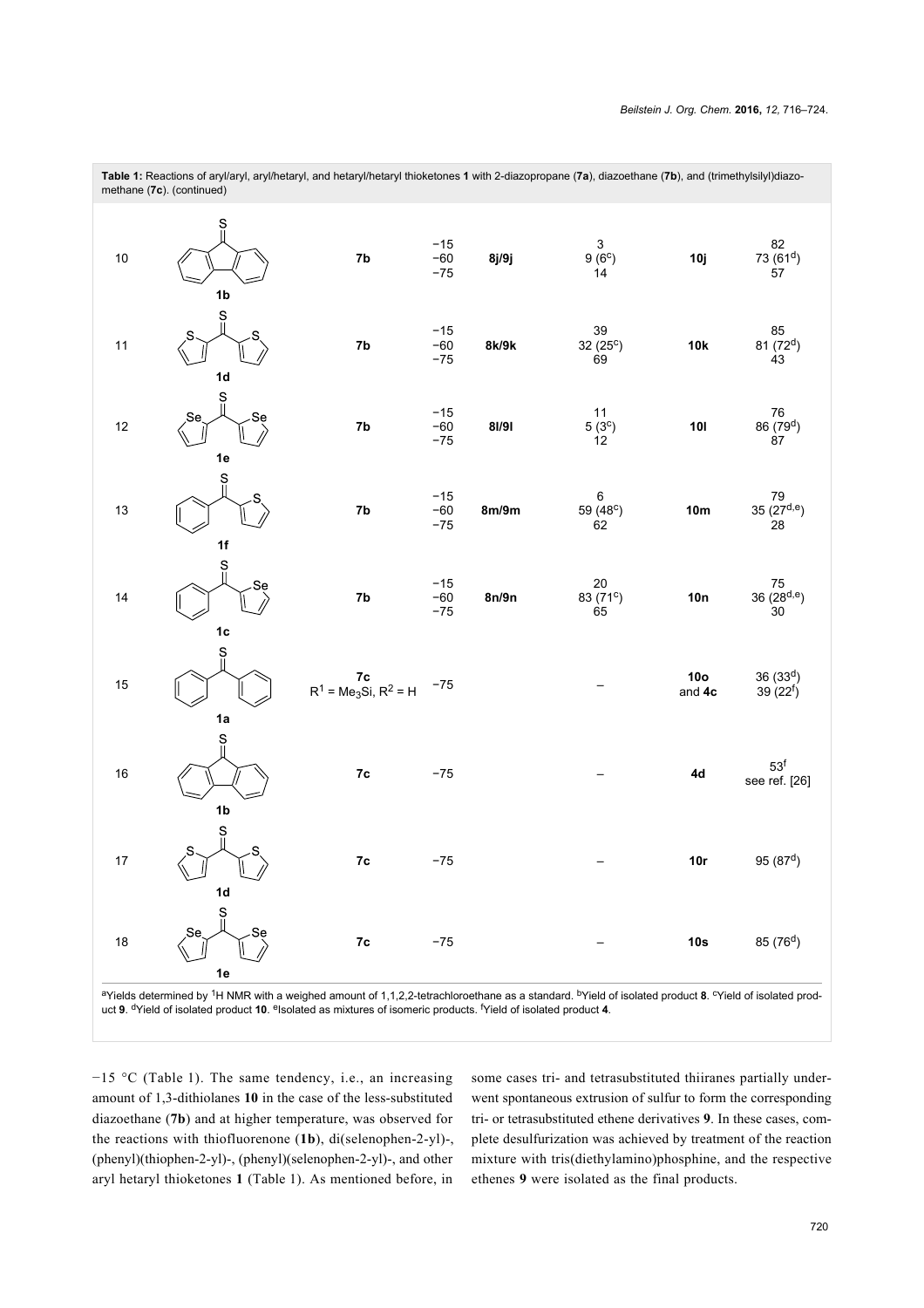**Table 1:** Reactions of aryl/aryl, aryl/hetaryl, and hetaryl/hetaryl thioketones **1** with 2-diazopropane (**7a**), diazoethane (**7b**), and (trimethylsilyl)diazomethane (**7c**). (continued)

| Entry | Thioketone | Diazo compound | T (°C) | Product | Yield[a] (%) | Product | Yield[a] (%) |
|---|---|---|---|---|---|---|---|
| 10 | **1b** | **7b** | −15<br>−60<br>−75 | **8j/9j** | 3<br>9 (6[c])<br>14 | **10j** | 82<br>73 (61[d])<br>57 |
| 11 | **1d** | **7b** | −15<br>−60<br>−75 | **8k/9k** | 39<br>32 (25[c])<br>69 | **10k** | 85<br>81 (72[d])<br>43 |
| 12 | **1e** | **7b** | −15<br>−60<br>−75 | **8l/9l** | 11<br>5 (3[c])<br>12 | **10l** | 76<br>86 (79[d])<br>87 |
| 13 | **1f** | **7b** | −15<br>−60<br>−75 | **8m/9m** | 6<br>59 (48[c])<br>62 | **10m** | 79<br>35 (27[d,e])<br>28 |
| 14 | **1c** | **7b** | −15<br>−60<br>−75 | **8n/9n** | 20<br>83 (71[c])<br>65 | **10n** | 75<br>36 (28[d,e])<br>30 |
| 15 | **1a** | **7c**<br>$R^1 = Me_3Si$, $R^2 = H$ | −75 | | – | **10o** and **4c** | 36 (33[d])<br>39 (22[f]) |
| 16 | **1b** | **7c** | −75 | | – | **4d** | 53[f]<br>see ref. [26] |
| 17 | **1d** | **7c** | −75 | | – | **10r** | 95 (87[d]) |
| 18 | **1e** | **7c** | −75 | | – | **10s** | 85 (76[d]) |

[a]Yields determined by $^1$H NMR with a weighed amount of 1,1,2,2-tetrachloroethane as a standard. [b]Yield of isolated product **8**. [c]Yield of isolated product **9**. [d]Yield of isolated product **10**. [e]Isolated as mixtures of isomeric products. [f]Yield of isolated product **4**.

−15 °C (Table 1). The same tendency, i.e., an increasing amount of 1,3-dithiolanes **10** in the case of the less-substituted diazoethane (**7b**) and at higher temperature, was observed for the reactions with thiofluorenone (**1b**), di(selenophen-2-yl)-, (phenyl)(thiophen-2-yl)-, (phenyl)(selenophen-2-yl)-, and other aryl hetaryl thioketones **1** (Table 1). As mentioned before, in some cases tri- and tetrasubstituted thiiranes partially underwent spontaneous extrusion of sulfur to form the corresponding tri- or tetrasubstituted ethene derivatives **9**. In these cases, complete desulfurization was achieved by treatment of the reaction mixture with tris(diethylamino)phosphine, and the respective ethenes **9** were isolated as the final products.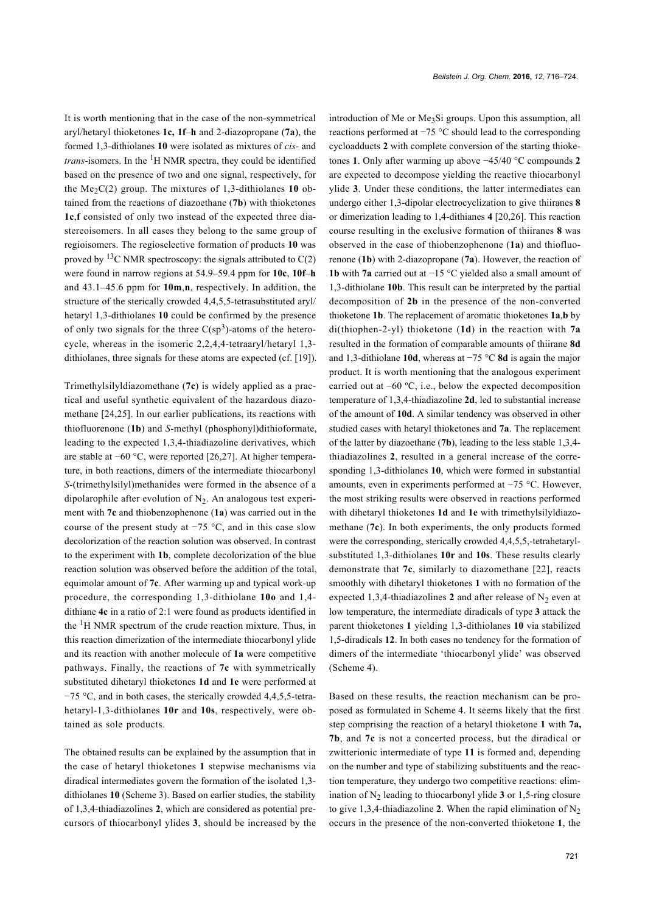It is worth mentioning that in the case of the non-symmetrical aryl/hetaryl thioketones **1c**, **1f–h** and 2-diazopropane (**7a**), the formed 1,3-dithiolanes **10** were isolated as mixtures of *cis*- and *trans*-isomers. In the $^{1}$H NMR spectra, they could be identified based on the presence of two and one signal, respectively, for the $Me_2C(2)$ group. The mixtures of 1,3-dithiolanes **10** obtained from the reactions of diazoethane (**7b**) with thioketones **1c**,**f** consisted of only two instead of the expected three diastereoisomers. In all cases they belong to the same group of regioisomers. The regioselective formation of products **10** was proved by $^{13}$C NMR spectroscopy: the signals attributed to C(2) were found in narrow regions at 54.9–59.4 ppm for **10c**, **10f–h** and 43.1–45.6 ppm for **10m**,**n**, respectively. In addition, the structure of the sterically crowded 4,4,5,5-tetrasubstituted aryl/hetaryl 1,3-dithiolanes **10** could be confirmed by the presence of only two signals for the three C($sp^3$)-atoms of the heterocycle, whereas in the isomeric 2,2,4,4-tetraaryl/hetaryl 1,3-dithiolanes, three signals for these atoms are expected (cf. [19]).

Trimethylsilyldiazomethane (**7c**) is widely applied as a practical and useful synthetic equivalent of the hazardous diazomethane [24,25]. In our earlier publications, its reactions with thiofluorenone (**1b**) and *S*-methyl (phosphonyl)dithioformate, leading to the expected 1,3,4-thiadiazoline derivatives, which are stable at −60 °C, were reported [26,27]. At higher temperature, in both reactions, dimers of the intermediate thiocarbonyl *S*-(trimethylsilyl)methanides were formed in the absence of a dipolarophile after evolution of $N_2$. An analogous test experiment with **7c** and thiobenzophenone (**1a**) was carried out in the course of the present study at −75 °C, and in this case slow decolorization of the reaction solution was observed. In contrast to the experiment with **1b**, complete decolorization of the blue reaction solution was observed before the addition of the total, equimolar amount of **7c**. After warming up and typical work-up procedure, the corresponding 1,3-dithiolane **10o** and 1,4-dithiane **4c** in a ratio of 2:1 were found as products identified in the $^{1}$H NMR spectrum of the crude reaction mixture. Thus, in this reaction dimerization of the intermediate thiocarbonyl ylide and its reaction with another molecule of **1a** were competitive pathways. Finally, the reactions of **7c** with symmetrically substituted dihetaryl thioketones **1d** and **1e** were performed at −75 °C, and in both cases, the sterically crowded 4,4,5,5-tetrahetaryl-1,3-dithiolanes **10r** and **10s**, respectively, were obtained as sole products.

The obtained results can be explained by the assumption that in the case of hetaryl thioketones **1** stepwise mechanisms via diradical intermediates govern the formation of the isolated 1,3-dithiolanes **10** (Scheme 3). Based on earlier studies, the stability of 1,3,4-thiadiazolines **2**, which are considered as potential precursors of thiocarbonyl ylides **3**, should be increased by the introduction of Me or $Me_3Si$ groups. Upon this assumption, all reactions performed at −75 °C should lead to the corresponding cycloadducts **2** with complete conversion of the starting thioketones **1**. Only after warming up above −45/40 °C compounds **2** are expected to decompose yielding the reactive thiocarbonyl ylide **3**. Under these conditions, the latter intermediates can undergo either 1,3-dipolar electrocyclization to give thiiranes **8** or dimerization leading to 1,4-dithianes **4** [20,26]. This reaction course resulting in the exclusive formation of thiiranes **8** was observed in the case of thiobenzophenone (**1a**) and thiofluorenone (**1b**) with 2-diazopropane (**7a**). However, the reaction of **1b** with **7a** carried out at −15 °C yielded also a small amount of 1,3-dithiolane **10b**. This result can be interpreted by the partial decomposition of **2b** in the presence of the non-converted thioketone **1b**. The replacement of aromatic thioketones **1a**,**b** by di(thiophen-2-yl) thioketone (**1d**) in the reaction with **7a** resulted in the formation of comparable amounts of thiirane **8d** and 1,3-dithiolane **10d**, whereas at −75 °C **8d** is again the major product. It is worth mentioning that the analogous experiment carried out at –60 ºC, i.e., below the expected decomposition temperature of 1,3,4-thiadiazoline **2d**, led to substantial increase of the amount of **10d**. A similar tendency was observed in other studied cases with hetaryl thioketones and **7a**. The replacement of the latter by diazoethane (**7b**), leading to the less stable 1,3,4-thiadiazolines **2**, resulted in a general increase of the corresponding 1,3-dithiolanes **10**, which were formed in substantial amounts, even in experiments performed at −75 °C. However, the most striking results were observed in reactions performed with dihetaryl thioketones **1d** and **1e** with trimethylsilyldiazomethane (**7c**). In both experiments, the only products formed were the corresponding, sterically crowded 4,4,5,5,-tetrahetaryl-substituted 1,3-dithiolanes **10r** and **10s**. These results clearly demonstrate that **7c**, similarly to diazomethane [22], reacts smoothly with dihetaryl thioketones **1** with no formation of the expected 1,3,4-thiadiazolines **2** and after release of $N_2$ even at low temperature, the intermediate diradicals of type **3** attack the parent thioketones **1** yielding 1,3-dithiolanes **10** via stabilized 1,5-diradicals **12**. In both cases no tendency for the formation of dimers of the intermediate 'thiocarbonyl ylide' was observed (Scheme 4).

Based on these results, the reaction mechanism can be proposed as formulated in Scheme 4. It seems likely that the first step comprising the reaction of a hetaryl thioketone **1** with **7a**, **7b**, and **7c** is not a concerted process, but the diradical or zwitterionic intermediate of type **11** is formed and, depending on the number and type of stabilizing substituents and the reaction temperature, they undergo two competitive reactions: elimination of $N_2$ leading to thiocarbonyl ylide **3** or 1,5-ring closure to give 1,3,4-thiadiazoline **2**. When the rapid elimination of $N_2$ occurs in the presence of the non-converted thioketone **1**, the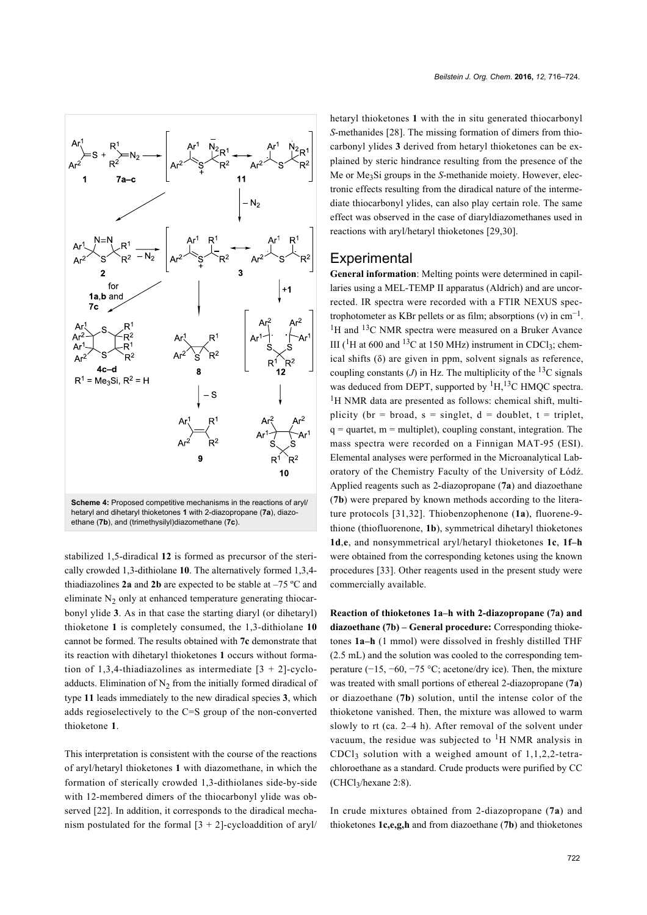**Scheme 4:** Proposed competitive mechanisms in the reactions of aryl/hetaryl and dihetaryl thioketones **1** with 2-diazopropane (**7a**), diazoethane (**7b**), and (trimethysilyl)diazomethane (**7c**).

stabilized 1,5-diradical **12** is formed as precursor of the sterically crowded 1,3-dithiolane **10**. The alternatively formed 1,3,4-thiadiazolines **2a** and **2b** are expected to be stable at –75 ºC and eliminate $N_2$ only at enhanced temperature generating thiocarbonyl ylide **3**. As in that case the starting diaryl (or dihetaryl) thioketone **1** is completely consumed, the 1,3-dithiolane **10** cannot be formed. The results obtained with **7c** demonstrate that its reaction with dihetaryl thioketones **1** occurs without formation of 1,3,4-thiadiazolines as intermediate [3 + 2]-cycloadducts. Elimination of $N_2$ from the initially formed diradical of type **11** leads immediately to the new diradical species **3**, which adds regioselectively to the C=S group of the non-converted thioketone **1**.

This interpretation is consistent with the course of the reactions of aryl/hetaryl thioketones **1** with diazomethane, in which the formation of sterically crowded 1,3-dithiolanes side-by-side with 12-membered dimers of the thiocarbonyl ylide was observed [22]. In addition, it corresponds to the diradical mechanism postulated for the formal [3 + 2]-cycloaddition of aryl/hetaryl thioketones **1** with the in situ generated thiocarbonyl *S*-methanides [28]. The missing formation of dimers from thiocarbonyl ylides **3** derived from hetaryl thioketones can be explained by steric hindrance resulting from the presence of the Me or $Me_3Si$ groups in the *S*-methanide moiety. However, electronic effects resulting from the diradical nature of the intermediate thiocarbonyl ylides, can also play certain role. The same effect was observed in the case of diaryldiazomethanes used in reactions with aryl/hetaryl thioketones [29,30].

## Experimental

**General information**: Melting points were determined in capillaries using a MEL-TEMP II apparatus (Aldrich) and are uncorrected. IR spectra were recorded with a FTIR NEXUS spectrophotometer as KBr pellets or as film; absorptions (ν) in $cm^{-1}$. $^1H$ and $^{13}C$ NMR spectra were measured on a Bruker Avance III ($^1H$ at 600 and $^{13}C$ at 150 MHz) instrument in $CDCl_3$; chemical shifts (δ) are given in ppm, solvent signals as reference, coupling constants ($J$) in Hz. The multiplicity of the $^{13}C$ signals was deduced from DEPT, supported by $^1H,^{13}C$ HMQC spectra. $^1H$ NMR data are presented as follows: chemical shift, multiplicity (br = broad, s = singlet, d = doublet, t = triplet, q = quartet, m = multiplet), coupling constant, integration. The mass spectra were recorded on a Finnigan MAT-95 (ESI). Elemental analyses were performed in the Microanalytical Laboratory of the Chemistry Faculty of the University of Łódź. Applied reagents such as 2-diazopropane (**7a**) and diazoethane (**7b**) were prepared by known methods according to the literature protocols [31,32]. Thiobenzophenone (**1a**), fluorene-9-thione (thiofluorenone, **1b**), symmetrical dihetaryl thioketones **1d**,**e**, and nonsymmetrical aryl/hetaryl thioketones **1c**, **1f–h** were obtained from the corresponding ketones using the known procedures [33]. Other reagents used in the present study were commercially available.

**Reaction of thioketones 1a–h with 2-diazopropane (7a) and diazoethane (7b) – General procedure:** Corresponding thioketones **1a–h** (1 mmol) were dissolved in freshly distilled THF (2.5 mL) and the solution was cooled to the corresponding temperature (−15, −60, −75 °C; acetone/dry ice). Then, the mixture was treated with small portions of ethereal 2-diazopropane (**7a**) or diazoethane (**7b**) solution, until the intense color of the thioketone vanished. Then, the mixture was allowed to warm slowly to rt (ca. 2–4 h). After removal of the solvent under vacuum, the residue was subjected to $^1H$ NMR analysis in $CDCl_3$ solution with a weighed amount of 1,1,2,2-tetrachloroethane as a standard. Crude products were purified by CC ($CHCl_3$/hexane 2:8).

In crude mixtures obtained from 2-diazopropane (**7a**) and thioketones **1c,e,g,h** and from diazoethane (**7b**) and thioketones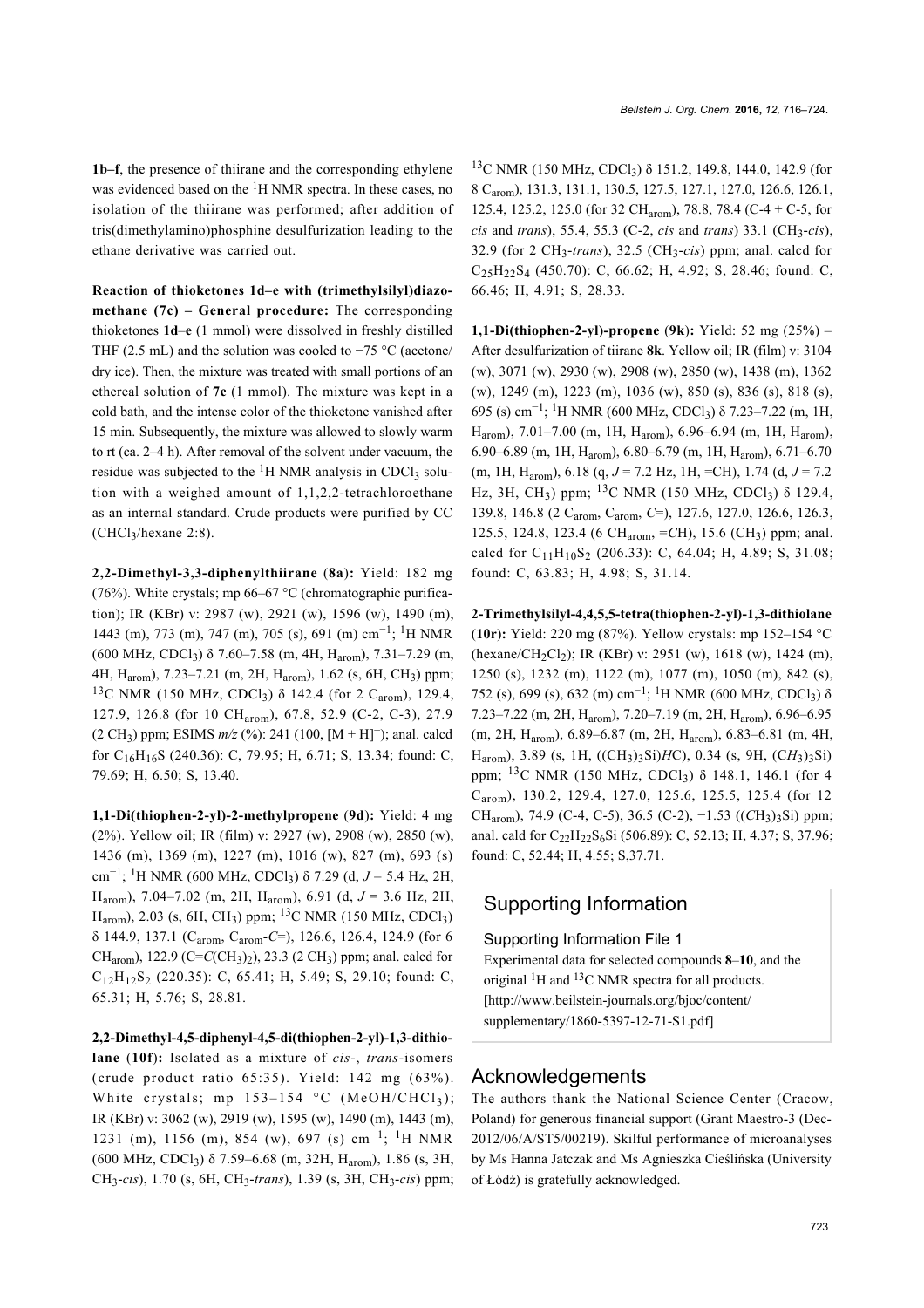**1b–f**, the presence of thiirane and the corresponding ethylene was evidenced based on the $^{1}$H NMR spectra. In these cases, no isolation of the thiirane was performed; after addition of tris(dimethylamino)phosphine desulfurization leading to the ethane derivative was carried out.

**Reaction of thioketones 1d–e with (trimethylsilyl)diazomethane (7c) – General procedure:** The corresponding thioketones **1d**–**e** (1 mmol) were dissolved in freshly distilled THF (2.5 mL) and the solution was cooled to −75 °C (acetone/dry ice). Then, the mixture was treated with small portions of an ethereal solution of **7c** (1 mmol). The mixture was kept in a cold bath, and the intense color of the thioketone vanished after 15 min. Subsequently, the mixture was allowed to slowly warm to rt (ca. 2–4 h). After removal of the solvent under vacuum, the residue was subjected to the $^{1}$H NMR analysis in $CDCl_3$ solution with a weighed amount of 1,1,2,2-tetrachloroethane as an internal standard. Crude products were purified by CC ($CHCl_3$/hexane 2:8).

**2,2-Dimethyl-3,3-diphenylthiirane (8a):** Yield: 182 mg (76%). White crystals; mp 66–67 °C (chromatographic purification); IR (KBr) ν: 2987 (w), 2921 (w), 1596 (w), 1490 (m), 1443 (m), 773 (m), 747 (m), 705 (s), 691 (m) cm$^{-1}$; $^{1}$H NMR (600 MHz, $CDCl_3$) δ 7.60–7.58 (m, 4H, H$_{arom}$), 7.31–7.29 (m, 4H, H$_{arom}$), 7.23–7.21 (m, 2H, H$_{arom}$), 1.62 (s, 6H, CH$_3$) ppm; $^{13}$C NMR (150 MHz, $CDCl_3$) δ 142.4 (for 2 C$_{arom}$), 129.4, 127.9, 126.8 (for 10 CH$_{arom}$), 67.8, 52.9 (C-2, C-3), 27.9 (2 CH$_3$) ppm; ESIMS $m/z$ (%): 241 (100, [M + H]$^+$); anal. calcd for $C_{16}H_{16}S$ (240.36): C, 79.95; H, 6.71; S, 13.34; found: C, 79.69; H, 6.50; S, 13.40.

**1,1-Di(thiophen-2-yl)-2-methylpropene (9d):** Yield: 4 mg (2%). Yellow oil; IR (film) ν: 2927 (w), 2908 (w), 2850 (w), 1436 (m), 1369 (m), 1227 (m), 1016 (w), 827 (m), 693 (s) cm$^{-1}$; $^{1}$H NMR (600 MHz, $CDCl_3$) δ 7.29 (d, $J$ = 5.4 Hz, 2H, H$_{arom}$), 7.04–7.02 (m, 2H, H$_{arom}$), 6.91 (d, $J$ = 3.6 Hz, 2H, H$_{arom}$), 2.03 (s, 6H, CH$_3$) ppm; $^{13}$C NMR (150 MHz, $CDCl_3$) δ 144.9, 137.1 (C$_{arom}$, C$_{arom}$-$C$=), 126.6, 126.4, 124.9 (for 6 CH$_{arom}$), 122.9 (C=$C$(CH$_3$)$_2$), 23.3 (2 CH$_3$) ppm; anal. calcd for $C_{12}H_{12}S_2$ (220.35): C, 65.41; H, 5.49; S, 29.10; found: C, 65.31; H, 5.76; S, 28.81.

**2,2-Dimethyl-4,5-diphenyl-4,5-di(thiophen-2-yl)-1,3-dithiolane (10f):** Isolated as a mixture of *cis*-, *trans*-isomers (crude product ratio 65:35). Yield: 142 mg (63%). White crystals; mp 153–154 °C (MeOH/$CHCl_3$); IR (KBr) ν: 3062 (w), 2919 (w), 1595 (w), 1490 (m), 1443 (m), 1231 (m), 1156 (m), 854 (w), 697 (s) cm$^{-1}$; $^{1}$H NMR (600 MHz, $CDCl_3$) δ 7.59–6.68 (m, 32H, H$_{arom}$), 1.86 (s, 3H, CH$_3$-*cis*), 1.70 (s, 6H, CH$_3$-*trans*), 1.39 (s, 3H, CH$_3$-*cis*) ppm; $^{13}$C NMR (150 MHz, $CDCl_3$) δ 151.2, 149.8, 144.0, 142.9 (for 8 C$_{arom}$), 131.3, 131.1, 130.5, 127.5, 127.1, 127.0, 126.6, 126.1, 125.4, 125.2, 125.0 (for 32 CH$_{arom}$), 78.8, 78.4 (C-4 + C-5, for *cis* and *trans*), 55.4, 55.3 (C-2, *cis* and *trans*) 33.1 (CH$_3$-*cis*), 32.9 (for 2 CH$_3$-*trans*), 32.5 (CH$_3$-*cis*) ppm; anal. calcd for $C_{25}H_{22}S_4$ (450.70): C, 66.62; H, 4.92; S, 28.46; found: C, 66.46; H, 4.91; S, 28.33.

**1,1-Di(thiophen-2-yl)-propene (9k):** Yield: 52 mg (25%) – After desulfurization of tiirane **8k**. Yellow oil; IR (film) ν: 3104 (w), 3071 (w), 2930 (w), 2908 (w), 2850 (w), 1438 (m), 1362 (w), 1249 (m), 1223 (m), 1036 (w), 850 (s), 836 (s), 818 (s), 695 (s) cm$^{-1}$; $^{1}$H NMR (600 MHz, $CDCl_3$) δ 7.23–7.22 (m, 1H, H$_{arom}$), 7.01–7.00 (m, 1H, H$_{arom}$), 6.96–6.94 (m, 1H, H$_{arom}$), 6.90–6.89 (m, 1H, H$_{arom}$), 6.80–6.79 (m, 1H, H$_{arom}$), 6.71–6.70 (m, 1H, H$_{arom}$), 6.18 (q, $J$ = 7.2 Hz, 1H, =CH), 1.74 (d, $J$ = 7.2 Hz, 3H, CH$_3$) ppm; $^{13}$C NMR (150 MHz, $CDCl_3$) δ 129.4, 139.8, 146.8 (2 C$_{arom}$, C$_{arom}$, $C$=), 127.6, 127.0, 126.6, 126.3, 125.5, 124.8, 123.4 (6 CH$_{arom}$, =$C$H), 15.6 (CH$_3$) ppm; anal. calcd for $C_{11}H_{10}S_2$ (206.33): C, 64.04; H, 4.89; S, 31.08; found: C, 63.83; H, 4.98; S, 31.14.

**2-Trimethylsilyl-4,4,5,5-tetra(thiophen-2-yl)-1,3-dithiolane (10r):** Yield: 220 mg (87%). Yellow crystals: mp 152–154 °C (hexane/$CH_2Cl_2$); IR (KBr) ν: 2951 (w), 1618 (w), 1424 (m), 1250 (s), 1232 (m), 1122 (m), 1077 (m), 1050 (m), 842 (s), 752 (s), 699 (s), 632 (m) cm$^{-1}$; $^{1}$H NMR (600 MHz, $CDCl_3$) δ 7.23–7.22 (m, 2H, H$_{arom}$), 7.20–7.19 (m, 2H, H$_{arom}$), 6.96–6.95 (m, 2H, H$_{arom}$), 6.89–6.87 (m, 2H, H$_{arom}$), 6.83–6.81 (m, 4H, H$_{arom}$), 3.89 (s, 1H, ((CH$_3$)$_3$Si)$H$C), 0.34 (s, 9H, ($CH_3$)$_3$Si) ppm; $^{13}$C NMR (150 MHz, $CDCl_3$) δ 148.1, 146.1 (for 4 C$_{arom}$), 130.2, 129.4, 127.0, 125.6, 125.5, 125.4 (for 12 CH$_{arom}$), 74.9 (C-4, C-5), 36.5 (C-2), −1.53 (($C$H$_3$)$_3$Si) ppm; anal. cald for $C_{22}H_{22}S_6Si$ (506.89): C, 52.13; H, 4.37; S, 37.96; found: C, 52.44; H, 4.55; S,37.71.

## Supporting Information

Supporting Information File 1

Experimental data for selected compounds **8**–**10**, and the original $^{1}$H and $^{13}$C NMR spectra for all products.
[http://www.beilstein-journals.org/bjoc/content/supplementary/1860-5397-12-71-S1.pdf]

## Acknowledgements

The authors thank the National Science Center (Cracow, Poland) for generous financial support (Grant Maestro-3 (Dec-2012/06/A/ST5/00219). Skilful performance of microanalyses by Ms Hanna Jatczak and Ms Agnieszka Cieślińska (University of Łódź) is gratefully acknowledged.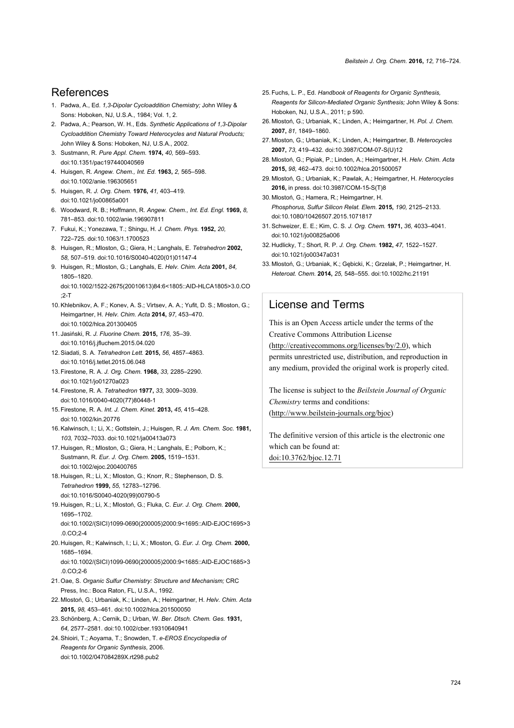## References

1. Padwa, A., Ed. *1,3-Dipolar Cycloaddition Chemistry;* John Wiley & Sons: Hoboken, NJ, U.S.A., 1984; Vol. 1, 2.
2. Padwa, A.; Pearson, W. H., Eds. *Synthetic Applications of 1,3-Dipolar Cycloaddition Chemistry Toward Heterocycles and Natural Products;* John Wiley & Sons: Hoboken, NJ, U.S.A., 2002.
3. Sustmann, R. *Pure Appl. Chem.* **1974,** *40,* 569–593. doi:10.1351/pac197440040569
4. Huisgen, R. *Angew. Chem., Int. Ed.* **1963,** *2,* 565–598. doi:10.1002/anie.196305651
5. Huisgen, R. *J. Org. Chem.* **1976,** *41,* 403–419. doi:10.1021/jo00865a001
6. Woodward, R. B.; Hoffmann, R. *Angew. Chem., Int. Ed. Engl.* **1969,** *8,* 781–853. doi:10.1002/anie.196907811
7. Fukui, K.; Yonezawa, T.; Shingu, H. *J. Chem. Phys.* **1952,** *20,* 722–725. doi:10.1063/1.1700523
8. Huisgen, R.; Mloston, G.; Giera, H.; Langhals, E. *Tetrahedron* **2002,** *58,* 507–519. doi:10.1016/S0040-4020(01)01147-4
9. Huisgen, R.; Mloston, G.; Langhals, E. *Helv. Chim. Acta* **2001,** *84,* 1805–1820. doi:10.1002/1522-2675(20010613)84:6<1805::AID-HLCA1805>3.0.CO;2-T
10. Khlebnikov, A. F.; Konev, A. S.; Virtsev, A. A.; Yufit, D. S.; Mloston, G.; Heimgartner, H. *Helv. Chim. Acta* **2014,** *97,* 453–470. doi:10.1002/hlca.201300405
11. Jasiński, R. *J. Fluorine Chem.* **2015,** *176,* 35–39. doi:10.1016/j.jfluchem.2015.04.020
12. Siadati, S. A. *Tetrahedron Lett.* **2015,** *56,* 4857–4863. doi:10.1016/j.tetlet.2015.06.048
13. Firestone, R. A. *J. Org. Chem.* **1968,** *33,* 2285–2290. doi:10.1021/jo01270a023
14. Firestone, R. A. *Tetrahedron* **1977,** *33,* 3009–3039. doi:10.1016/0040-4020(77)80448-1
15. Firestone, R. A. *Int. J. Chem. Kinet.* **2013,** *45,* 415–428. doi:10.1002/kin.20776
16. Kalwinsch, I.; Li, X.; Gottstein, J.; Huisgen, R. *J. Am. Chem. Soc.* **1981,** *103,* 7032–7033. doi:10.1021/ja00413a073
17. Huisgen, R.; Mloston, G.; Giera, H.; Langhals, E.; Polborn, K.; Sustmann, R. *Eur. J. Org. Chem.* **2005,** 1519–1531. doi:10.1002/ejoc.200400765
18. Huisgen, R.; Li, X.; Mloston, G.; Knorr, R.; Stephenson, D. S. *Tetrahedron* **1999,** *55,* 12783–12796. doi:10.1016/S0040-4020(99)00790-5
19. Huisgen, R.; Li, X.; Mlostoń, G.; Fluka, C. *Eur. J. Org. Chem.* **2000,** 1695–1702. doi:10.1002/(SICI)1099-0690(200005)2000:9<1695::AID-EJOC1695>3.0.CO;2-4
20. Huisgen, R.; Kalwinsch, I.; Li, X.; Mloston, G. *Eur. J. Org. Chem.* **2000,** 1685–1694. doi:10.1002/(SICI)1099-0690(200005)2000:9<1685::AID-EJOC1685>3.0.CO;2-6
21. Oae, S. *Organic Sulfur Chemistry: Structure and Mechanism;* CRC Press, Inc.: Boca Raton, FL, U.S.A., 1992.
22. Mlostoń, G.; Urbaniak, K.; Linden, A.; Heimgartner, H. *Helv. Chim. Acta* **2015,** *98,* 453–461. doi:10.1002/hlca.201500050
23. Schönberg, A.; Cernik, D.; Urban, W. *Ber. Dtsch. Chem. Ges.* **1931,** *64,* 2577–2581. doi:10.1002/cber.19310640941
24. Shioiri, T.; Aoyama, T.; Snowden, T. *e-EROS Encyclopedia of Reagents for Organic Synthesis*, 2006. doi:10.1002/047084289X.rt298.pub2
25. Fuchs, L. P., Ed. *Handbook of Reagents for Organic Synthesis, Reagents for Silicon-Mediated Organic Synthesis;* John Wiley & Sons: Hoboken, NJ, U.S.A., 2011; p 590.
26. Mlostoń, G.; Urbaniak, K.; Linden, A.; Heimgartner, H. *Pol. J. Chem.* **2007,** *81,* 1849–1860.
27. Mloston, G.; Urbaniak, K.; Linden, A.; Heimgartner, B. *Heterocycles* **2007,** *73,* 419–432. doi:10.3987/COM-07-S(U)12
28. Mlostoń, G.; Pipiak, P.; Linden, A.; Heimgartner, H. *Helv. Chim. Acta* **2015,** *98,* 462–473. doi:10.1002/hlca.201500057
29. Mlostoń, G.; Urbaniak, K.; Pawlak, A.; Heimgartner, H. *Heterocycles* **2016,** in press. doi:10.3987/COM-15-S(T)8
30. Mlostoń, G.; Hamera, R.; Heimgartner, H. *Phosphorus, Sulfur Silicon Relat. Elem.* **2015,** *190,* 2125–2133. doi:10.1080/10426507.2015.1071817
31. Schweizer, E. E.; Kim, C. S. *J. Org. Chem.* **1971,** *36,* 4033–4041. doi:10.1021/jo00825a006
32. Hudlicky, T.; Short, R. P. *J. Org. Chem.* **1982,** *47,* 1522–1527. doi:10.1021/jo00347a031
33. Mlostoń, G.; Urbaniak, K.; Gębicki, K.; Grzelak, P.; Heimgartner, H. *Heteroat. Chem.* **2014,** *25,* 548–555. doi:10.1002/hc.21191

## License and Terms

This is an Open Access article under the terms of the Creative Commons Attribution License (http://creativecommons.org/licenses/by/2.0), which permits unrestricted use, distribution, and reproduction in any medium, provided the original work is properly cited.

The license is subject to the *Beilstein Journal of Organic Chemistry* terms and conditions: (http://www.beilstein-journals.org/bjoc)

The definitive version of this article is the electronic one which can be found at: doi:10.3762/bjoc.12.71